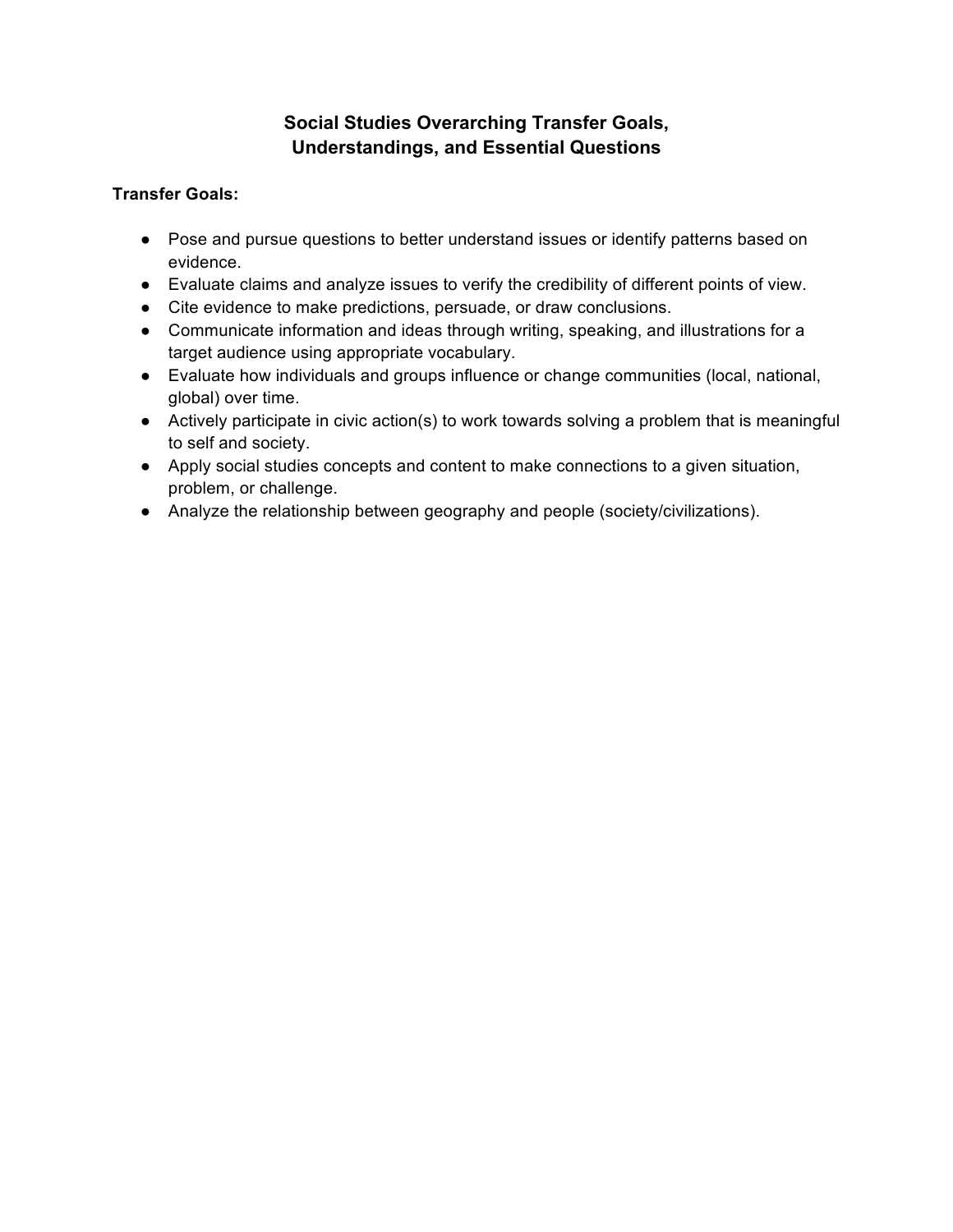# Social Studies Overarching Transfer Goals, Understandings, and Essential Questions

**Transfer Goals:**

- Pose and pursue questions to better understand issues or identify patterns based on evidence.
- Evaluate claims and analyze issues to verify the credibility of different points of view.
- Cite evidence to make predictions, persuade, or draw conclusions.
- Communicate information and ideas through writing, speaking, and illustrations for a target audience using appropriate vocabulary.
- Evaluate how individuals and groups influence or change communities (local, national, global) over time.
- Actively participate in civic action(s) to work towards solving a problem that is meaningful to self and society.
- Apply social studies concepts and content to make connections to a given situation, problem, or challenge.
- Analyze the relationship between geography and people (society/civilizations).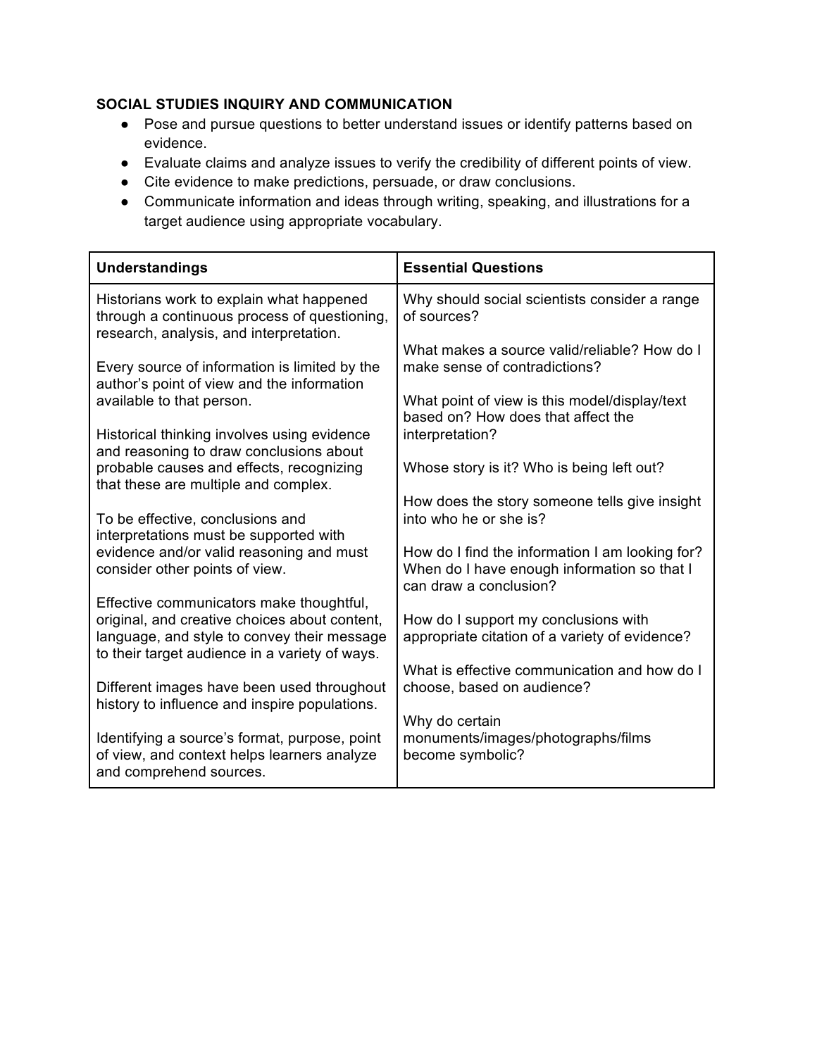**SOCIAL STUDIES INQUIRY AND COMMUNICATION**

- Pose and pursue questions to better understand issues or identify patterns based on evidence.
- Evaluate claims and analyze issues to verify the credibility of different points of view.
- Cite evidence to make predictions, persuade, or draw conclusions.
- Communicate information and ideas through writing, speaking, and illustrations for a target audience using appropriate vocabulary.

| Understandings | Essential Questions |
|---|---|
| Historians work to explain what happened through a continuous process of questioning, research, analysis, and interpretation.<br><br>Every source of information is limited by the author's point of view and the information available to that person.<br><br>Historical thinking involves using evidence and reasoning to draw conclusions about probable causes and effects, recognizing that these are multiple and complex.<br><br>To be effective, conclusions and interpretations must be supported with evidence and/or valid reasoning and must consider other points of view.<br><br>Effective communicators make thoughtful, original, and creative choices about content, language, and style to convey their message to their target audience in a variety of ways.<br><br>Different images have been used throughout history to influence and inspire populations.<br><br>Identifying a source's format, purpose, point of view, and context helps learners analyze and comprehend sources. | Why should social scientists consider a range of sources?<br><br>What makes a source valid/reliable? How do I make sense of contradictions?<br><br>What point of view is this model/display/text based on? How does that affect the interpretation?<br><br>Whose story is it? Who is being left out?<br><br>How does the story someone tells give insight into who he or she is?<br><br>How do I find the information I am looking for? When do I have enough information so that I can draw a conclusion?<br><br>How do I support my conclusions with appropriate citation of a variety of evidence?<br><br>What is effective communication and how do I choose, based on audience?<br><br>Why do certain monuments/images/photographs/films become symbolic? |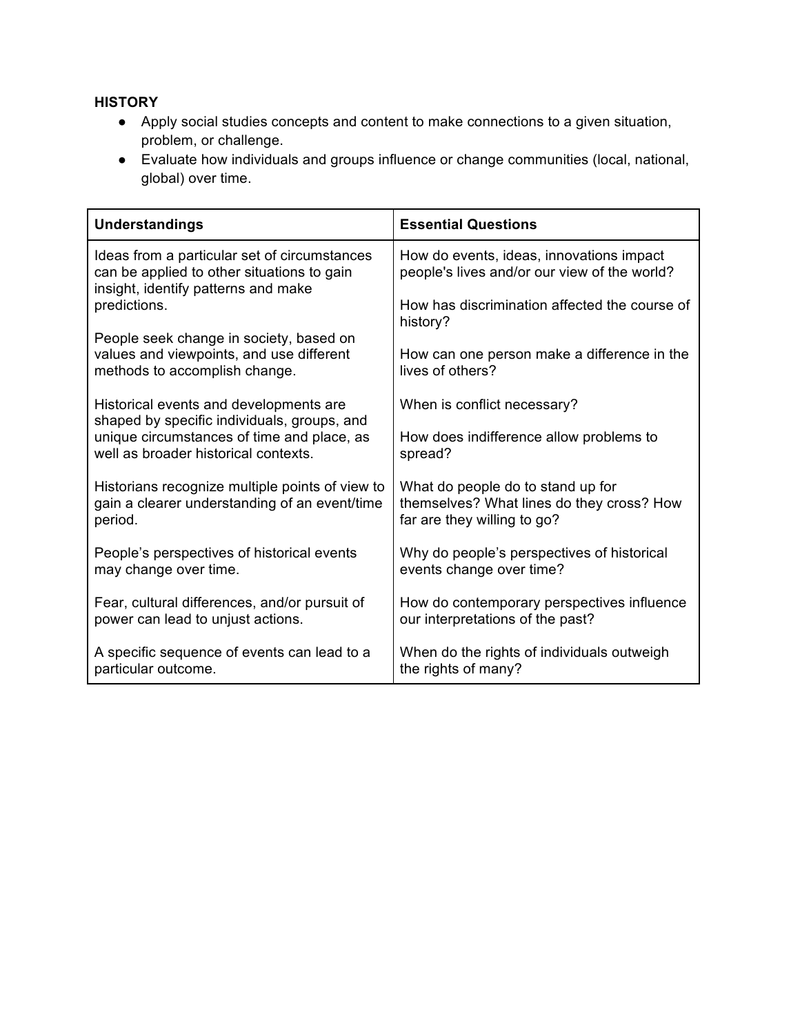**HISTORY**

- Apply social studies concepts and content to make connections to a given situation, problem, or challenge.
- Evaluate how individuals and groups influence or change communities (local, national, global) over time.

| **Understandings** | **Essential Questions** |
|---|---|
| Ideas from a particular set of circumstances can be applied to other situations to gain insight, identify patterns and make predictions.<br><br>People seek change in society, based on values and viewpoints, and use different methods to accomplish change.<br><br>Historical events and developments are shaped by specific individuals, groups, and unique circumstances of time and place, as well as broader historical contexts.<br><br>Historians recognize multiple points of view to gain a clearer understanding of an event/time period.<br><br>People's perspectives of historical events may change over time.<br><br>Fear, cultural differences, and/or pursuit of power can lead to unjust actions.<br><br>A specific sequence of events can lead to a particular outcome. | How do events, ideas, innovations impact people's lives and/or our view of the world?<br><br>How has discrimination affected the course of history?<br><br>How can one person make a difference in the lives of others?<br><br>When is conflict necessary?<br><br>How does indifference allow problems to spread?<br><br>What do people do to stand up for themselves? What lines do they cross? How far are they willing to go?<br><br>Why do people's perspectives of historical events change over time?<br><br>How do contemporary perspectives influence our interpretations of the past?<br><br>When do the rights of individuals outweigh the rights of many? |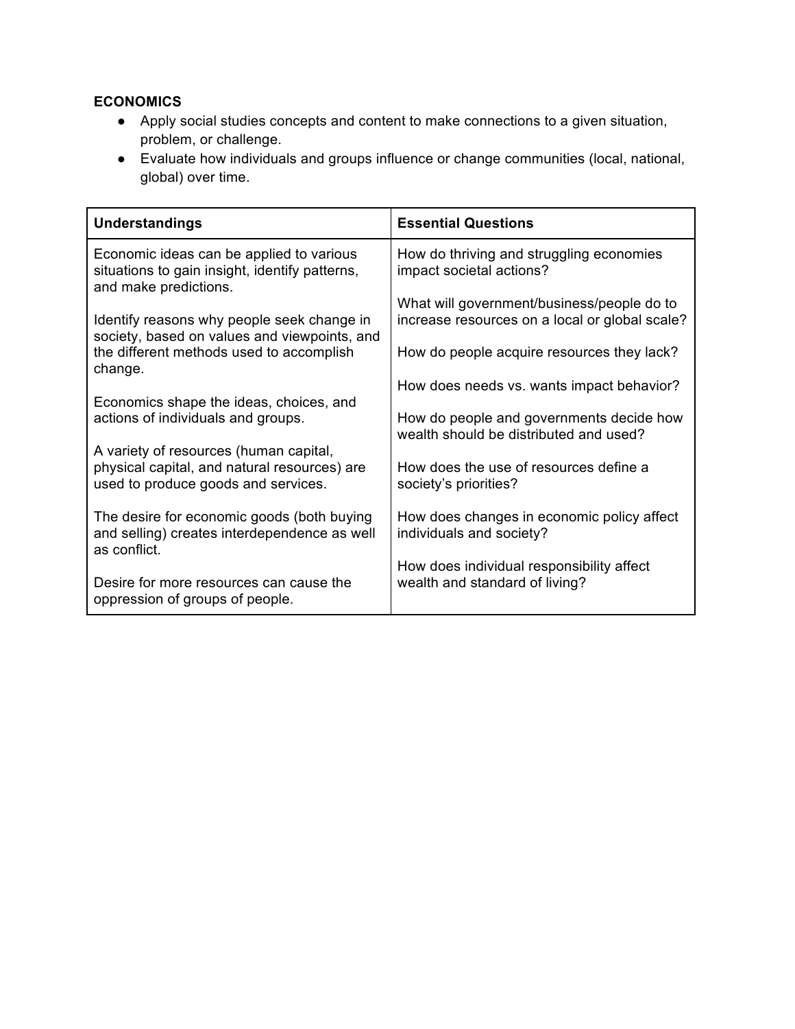**ECONOMICS**

- Apply social studies concepts and content to make connections to a given situation, problem, or challenge.
- Evaluate how individuals and groups influence or change communities (local, national, global) over time.

| Understandings | Essential Questions |
| --- | --- |
| Economic ideas can be applied to various situations to gain insight, identify patterns, and make predictions.<br><br>Identify reasons why people seek change in society, based on values and viewpoints, and the different methods used to accomplish change.<br><br>Economics shape the ideas, choices, and actions of individuals and groups.<br><br>A variety of resources (human capital, physical capital, and natural resources) are used to produce goods and services.<br><br>The desire for economic goods (both buying and selling) creates interdependence as well as conflict.<br><br>Desire for more resources can cause the oppression of groups of people. | How do thriving and struggling economies impact societal actions?<br><br>What will government/business/people do to increase resources on a local or global scale?<br><br>How do people acquire resources they lack?<br><br>How does needs vs. wants impact behavior?<br><br>How do people and governments decide how wealth should be distributed and used?<br><br>How does the use of resources define a society's priorities?<br><br>How does changes in economic policy affect individuals and society?<br><br>How does individual responsibility affect wealth and standard of living? |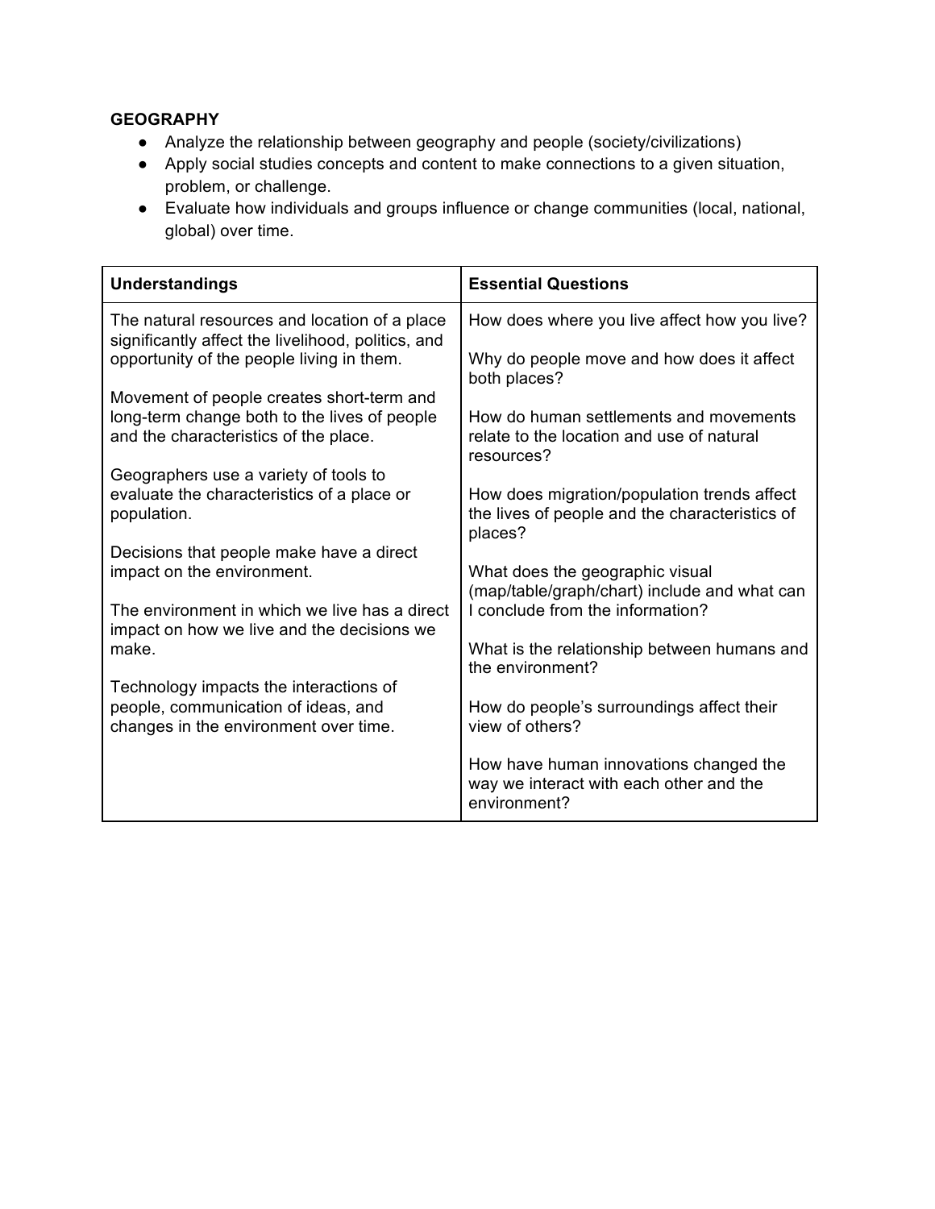**GEOGRAPHY**

- Analyze the relationship between geography and people (society/civilizations)
- Apply social studies concepts and content to make connections to a given situation, problem, or challenge.
- Evaluate how individuals and groups influence or change communities (local, national, global) over time.

| Understandings | Essential Questions |
|---|---|
| The natural resources and location of a place significantly affect the livelihood, politics, and opportunity of the people living in them.<br><br>Movement of people creates short-term and long-term change both to the lives of people and the characteristics of the place.<br><br>Geographers use a variety of tools to evaluate the characteristics of a place or population.<br><br>Decisions that people make have a direct impact on the environment.<br><br>The environment in which we live has a direct impact on how we live and the decisions we make.<br><br>Technology impacts the interactions of people, communication of ideas, and changes in the environment over time. | How does where you live affect how you live?<br><br>Why do people move and how does it affect both places?<br><br>How do human settlements and movements relate to the location and use of natural resources?<br><br>How does migration/population trends affect the lives of people and the characteristics of places?<br><br>What does the geographic visual (map/table/graph/chart) include and what can I conclude from the information?<br><br>What is the relationship between humans and the environment?<br><br>How do people's surroundings affect their view of others?<br><br>How have human innovations changed the way we interact with each other and the environment? |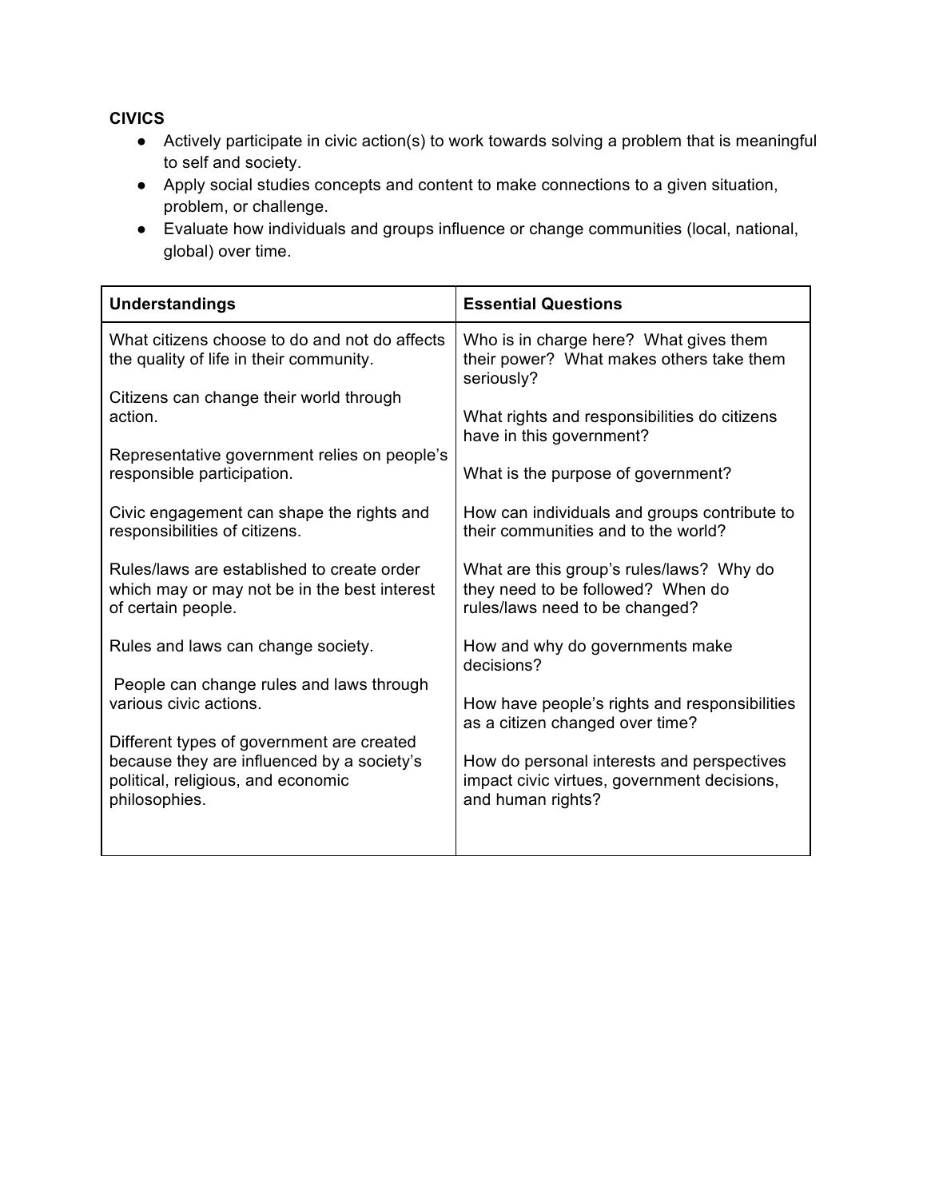**CIVICS**

- Actively participate in civic action(s) to work towards solving a problem that is meaningful to self and society.
- Apply social studies concepts and content to make connections to a given situation, problem, or challenge.
- Evaluate how individuals and groups influence or change communities (local, national, global) over time.

| **Understandings** | **Essential Questions** |
| --- | --- |
| What citizens choose to do and not do affects the quality of life in their community.<br><br>Citizens can change their world through action.<br><br>Representative government relies on people's responsible participation.<br><br>Civic engagement can shape the rights and responsibilities of citizens.<br><br>Rules/laws are established to create order which may or may not be in the best interest of certain people.<br><br>Rules and laws can change society.<br><br>People can change rules and laws through various civic actions.<br><br>Different types of government are created because they are influenced by a society's political, religious, and economic philosophies. | Who is in charge here? What gives them their power? What makes others take them seriously?<br><br>What rights and responsibilities do citizens have in this government?<br><br>What is the purpose of government?<br><br>How can individuals and groups contribute to their communities and to the world?<br><br>What are this group's rules/laws? Why do they need to be followed? When do rules/laws need to be changed?<br><br>How and why do governments make decisions?<br><br>How have people's rights and responsibilities as a citizen changed over time?<br><br>How do personal interests and perspectives impact civic virtues, government decisions, and human rights? |